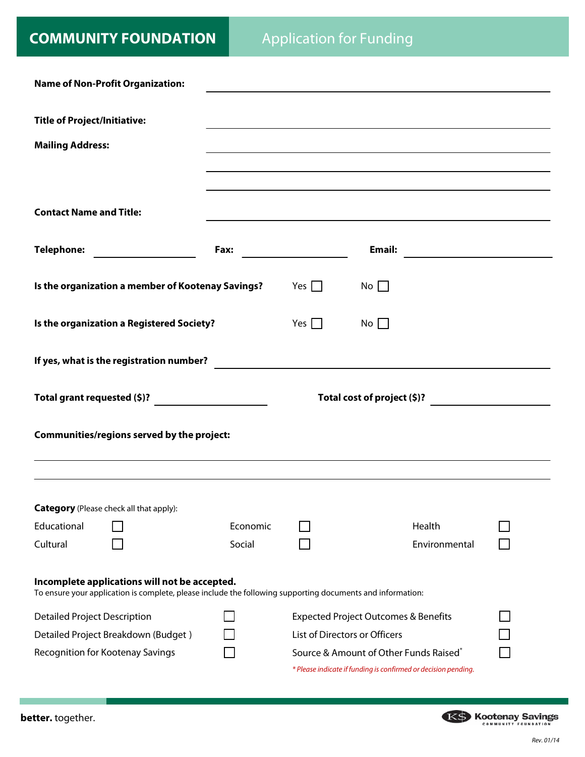# COMMUNITY FOUNDATION

## Application for Funding

**Name of Non-Profit Organization:** ______________________________

**Title of Project/Initiative:** ______________________________

**Mailing Address:** ______________________________

______________________________

______________________________

**Contact Name and Title:** ______________________________

**Telephone:** ____________ **Fax:** ____________ **Email:** ____________

**Is the organization a member of Kootenay Savings?** Yes ☐ No ☐

**Is the organization a Registered Society?** Yes ☐ No ☐

**If yes, what is the registration number?** ______________________________

**Total grant requested ($)?** ____________ **Total cost of project ($)?** ____________

**Communities/regions served by the project:**

______________________________

______________________________

**Category** (Please check all that apply):

| | | | | | |
|---|---|---|---|---|---|
| Educational | ☐ | Economic | ☐ | Health | ☐ |
| Cultural | ☐ | Social | ☐ | Environmental | ☐ |

**Incomplete applications will not be accepted.**
To ensure your application is complete, please include the following supporting documents and information:

| | | | |
|---|---|---|---|
| Detailed Project Description | ☐ | Expected Project Outcomes & Benefits | ☐ |
| Detailed Project Breakdown (Budget ) | ☐ | List of Directors or Officers | ☐ |
| Recognition for Kootenay Savings | ☐ | Source & Amount of Other Funds Raised* | ☐ |

*\* Please indicate if funding is confirmed or decision pending.*

**better.** together.

Kootenay Savings Community Foundation

Rev. 01/14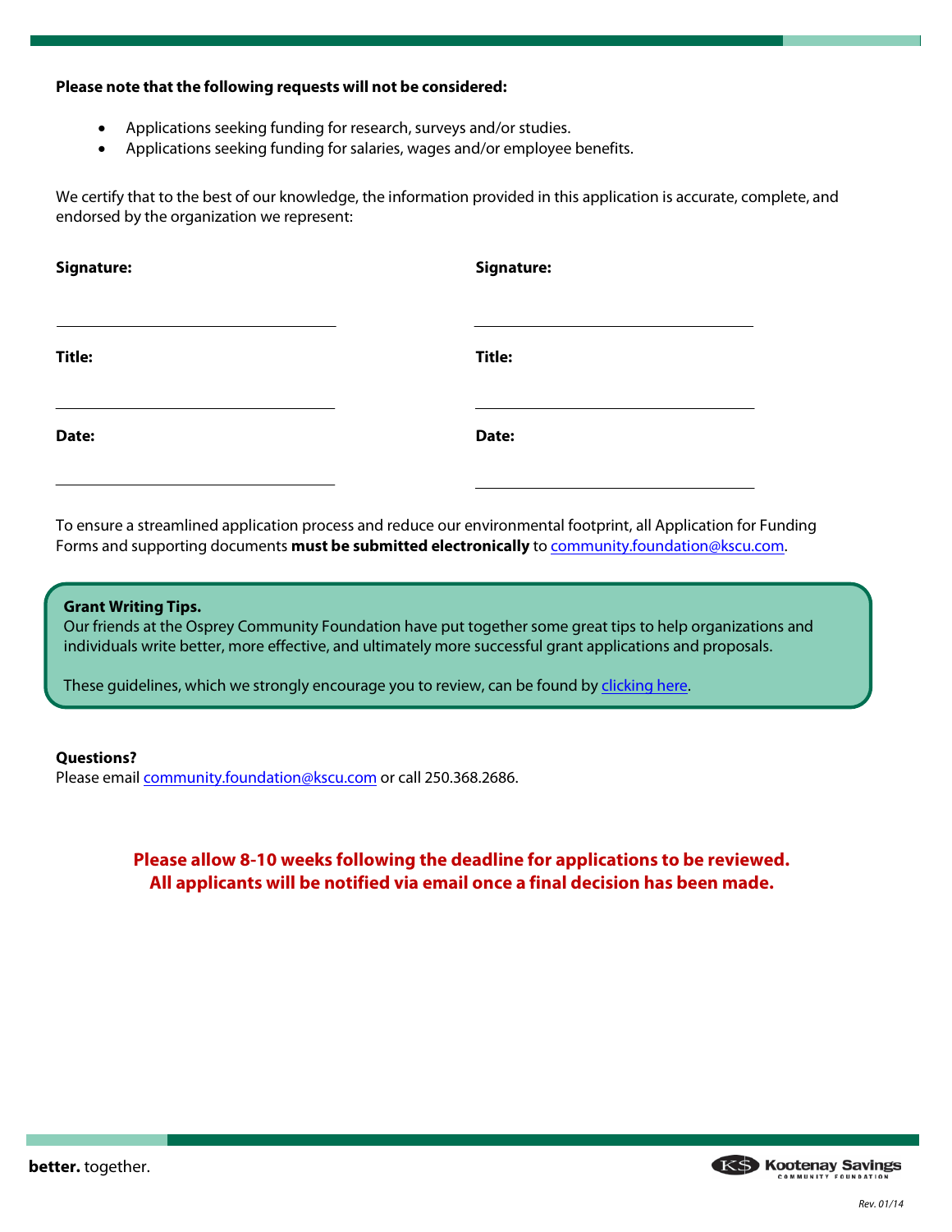**Please note that the following requests will not be considered:**

- Applications seeking funding for research, surveys and/or studies.
- Applications seeking funding for salaries, wages and/or employee benefits.

We certify that to the best of our knowledge, the information provided in this application is accurate, complete, and endorsed by the organization we represent:

**Signature:**

\_\_\_\_\_\_\_\_\_\_\_\_\_\_\_\_\_\_\_\_\_\_\_\_\_\_\_\_\_\_

**Title:**

\_\_\_\_\_\_\_\_\_\_\_\_\_\_\_\_\_\_\_\_\_\_\_\_\_\_\_\_\_\_

**Date:**

\_\_\_\_\_\_\_\_\_\_\_\_\_\_\_\_\_\_\_\_\_\_\_\_\_\_\_\_\_\_

**Signature:**

\_\_\_\_\_\_\_\_\_\_\_\_\_\_\_\_\_\_\_\_\_\_\_\_\_\_\_\_\_\_

**Title:**

\_\_\_\_\_\_\_\_\_\_\_\_\_\_\_\_\_\_\_\_\_\_\_\_\_\_\_\_\_\_

**Date:**

\_\_\_\_\_\_\_\_\_\_\_\_\_\_\_\_\_\_\_\_\_\_\_\_\_\_\_\_\_\_

To ensure a streamlined application process and reduce our environmental footprint, all Application for Funding Forms and supporting documents **must be submitted electronically** to community.foundation@kscu.com.

**Grant Writing Tips.**
Our friends at the Osprey Community Foundation have put together some great tips to help organizations and individuals write better, more effective, and ultimately more successful grant applications and proposals.

These guidelines, which we strongly encourage you to review, can be found by clicking here.

**Questions?**
Please email community.foundation@kscu.com or call 250.368.2686.

**Please allow 8-10 weeks following the deadline for applications to be reviewed.**
**All applicants will be notified via email once a final decision has been made.**

**better.** together.

Kootenay Savings COMMUNITY FOUNDATION

*Rev. 01/14*